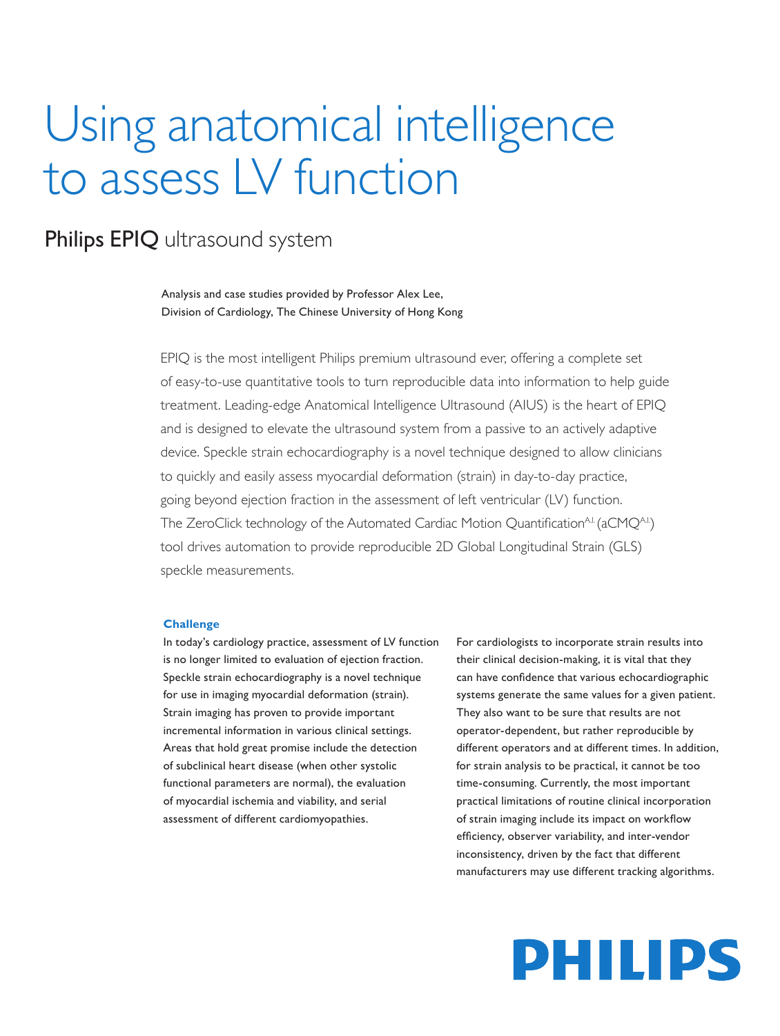# Using anatomical intelligence to assess LV function

## Philips EPIQ ultrasound system

Analysis and case studies provided by Professor Alex Lee, Division of Cardiology, The Chinese University of Hong Kong

EPIQ is the most intelligent Philips premium ultrasound ever, offering a complete set of easy-to-use quantitative tools to turn reproducible data into information to help guide treatment. Leading-edge Anatomical Intelligence Ultrasound (AIUS) is the heart of EPIQ and is designed to elevate the ultrasound system from a passive to an actively adaptive device. Speckle strain echocardiography is a novel technique designed to allow clinicians to quickly and easily assess myocardial deformation (strain) in day-to-day practice, going beyond ejection fraction in the assessment of left ventricular (LV) function. The ZeroClick technology of the Automated Cardiac Motion Quantification$^{A.I.}$ (aCMQ$^{A.I.}$) tool drives automation to provide reproducible 2D Global Longitudinal Strain (GLS) speckle measurements.

### Challenge

In today's cardiology practice, assessment of LV function is no longer limited to evaluation of ejection fraction. Speckle strain echocardiography is a novel technique for use in imaging myocardial deformation (strain). Strain imaging has proven to provide important incremental information in various clinical settings. Areas that hold great promise include the detection of subclinical heart disease (when other systolic functional parameters are normal), the evaluation of myocardial ischemia and viability, and serial assessment of different cardiomyopathies.

For cardiologists to incorporate strain results into their clinical decision-making, it is vital that they can have confidence that various echocardiographic systems generate the same values for a given patient. They also want to be sure that results are not operator-dependent, but rather reproducible by different operators and at different times. In addition, for strain analysis to be practical, it cannot be too time-consuming. Currently, the most important practical limitations of routine clinical incorporation of strain imaging include its impact on workflow efficiency, observer variability, and inter-vendor inconsistency, driven by the fact that different manufacturers may use different tracking algorithms.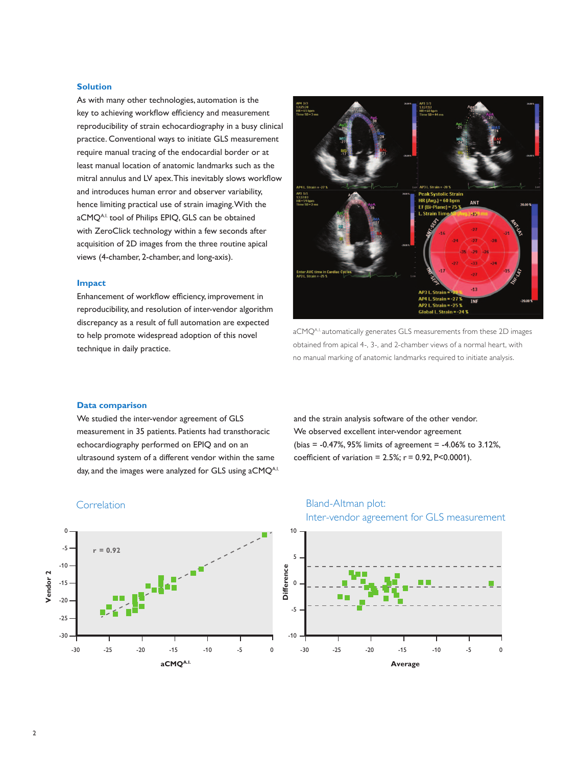## Solution

As with many other technologies, automation is the key to achieving workflow efficiency and measurement reproducibility of strain echocardiography in a busy clinical practice. Conventional ways to initiate GLS measurement require manual tracing of the endocardial border or at least manual location of anatomic landmarks such as the mitral annulus and LV apex. This inevitably slows workflow and introduces human error and observer variability, hence limiting practical use of strain imaging. With the aCMQ[A.I.] tool of Philips EPIQ, GLS can be obtained with ZeroClick technology within a few seconds after acquisition of 2D images from the three routine apical views (4-chamber, 2-chamber, and long-axis).

## Impact

Enhancement of workflow efficiency, improvement in reproducibility, and resolution of inter-vendor algorithm discrepancy as a result of full automation are expected to help promote widespread adoption of this novel technique in daily practice.

aCMQ[A.I.] automatically generates GLS measurements from these 2D images obtained from apical 4-, 3-, and 2-chamber views of a normal heart, with no manual marking of anatomic landmarks required to initiate analysis.

## Data comparison

We studied the inter-vendor agreement of GLS measurement in 35 patients. Patients had transthoracic echocardiography performed on EPIQ and on an ultrasound system of a different vendor within the same day, and the images were analyzed for GLS using aCMQ[A.I.] and the strain analysis software of the other vendor. We observed excellent inter-vendor agreement (bias = -0.47%, 95% limits of agreement = -4.06% to 3.12%, coefficient of variation = 2.5%; r = 0.92, P<0.0001).

### Correlation

### Bland-Altman plot: Inter-vendor agreement for GLS measurement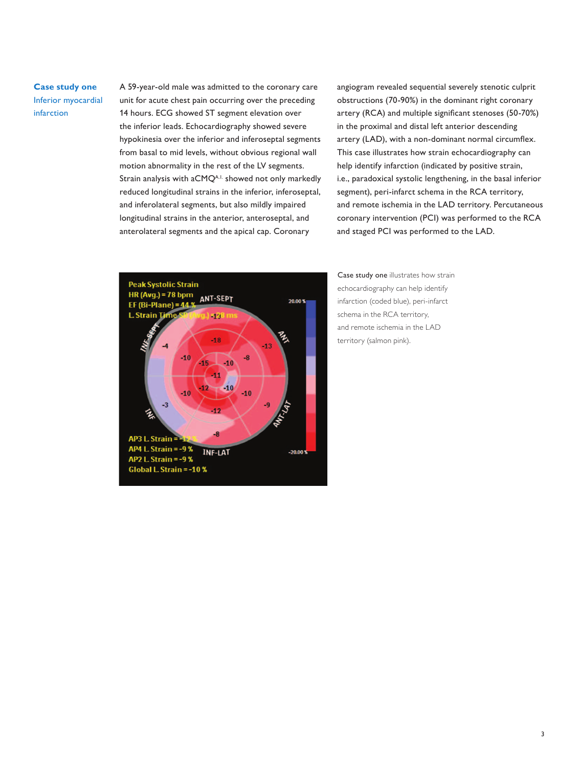## Case study one

### Inferior myocardial infarction

A 59-year-old male was admitted to the coronary care unit for acute chest pain occurring over the preceding 14 hours. ECG showed ST segment elevation over the inferior leads. Echocardiography showed severe hypokinesia over the inferior and inferoseptal segments from basal to mid levels, without obvious regional wall motion abnormality in the rest of the LV segments. Strain analysis with aCMQ[A.I.] showed not only markedly reduced longitudinal strains in the inferior, inferoseptal, and inferolateral segments, but also mildly impaired longitudinal strains in the anterior, anteroseptal, and anterolateral segments and the apical cap. Coronary angiogram revealed sequential severely stenotic culprit obstructions (70-90%) in the dominant right coronary artery (RCA) and multiple significant stenoses (50-70%) in the proximal and distal left anterior descending artery (LAD), with a non-dominant normal circumflex. This case illustrates how strain echocardiography can help identify infarction (indicated by positive strain, i.e., paradoxical systolic lengthening, in the basal inferior segment), peri-infarct schema in the RCA territory, and remote ischemia in the LAD territory. Percutaneous coronary intervention (PCI) was performed to the RCA and staged PCI was performed to the LAD.

**Case study one** illustrates how strain echocardiography can help identify infarction (coded blue), peri-infarct schema in the RCA territory, and remote ischemia in the LAD territory (salmon pink).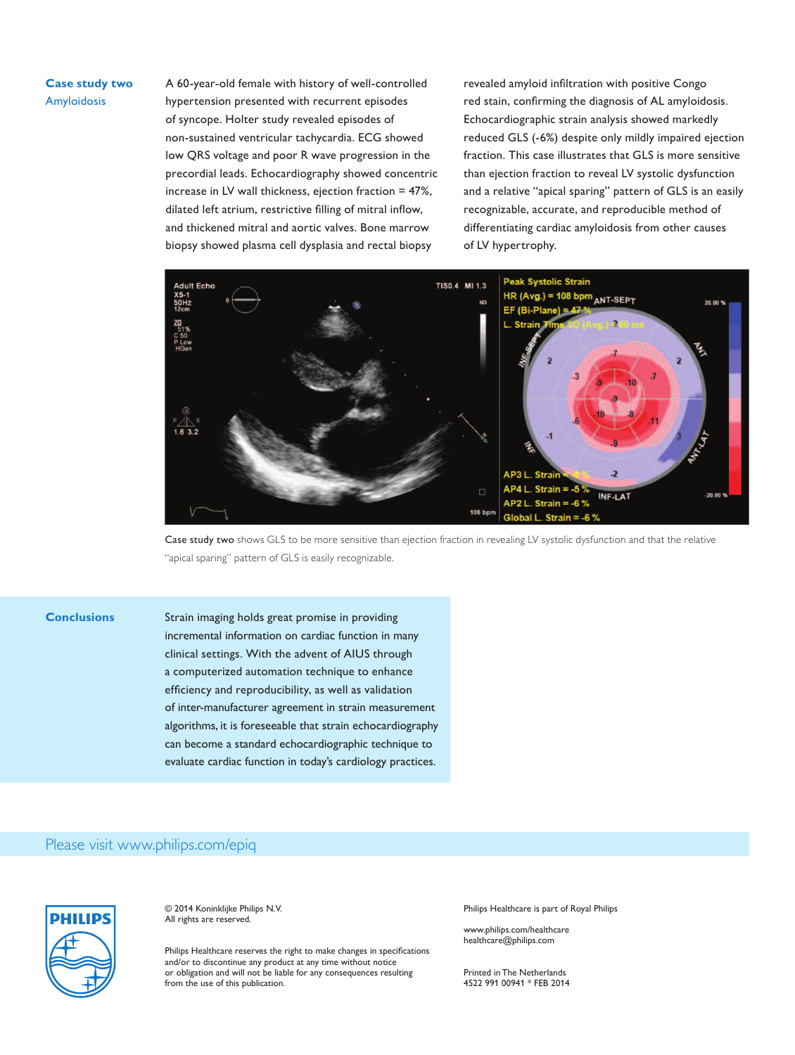## Case study two

### Amyloidosis

A 60-year-old female with history of well-controlled hypertension presented with recurrent episodes of syncope. Holter study revealed episodes of non-sustained ventricular tachycardia. ECG showed low QRS voltage and poor R wave progression in the precordial leads. Echocardiography showed concentric increase in LV wall thickness, ejection fraction = 47%, dilated left atrium, restrictive filling of mitral inflow, and thickened mitral and aortic valves. Bone marrow biopsy showed plasma cell dysplasia and rectal biopsy revealed amyloid infiltration with positive Congo red stain, confirming the diagnosis of AL amyloidosis. Echocardiographic strain analysis showed markedly reduced GLS (-6%) despite only mildly impaired ejection fraction. This case illustrates that GLS is more sensitive than ejection fraction to reveal LV systolic dysfunction and a relative "apical sparing" pattern of GLS is an easily recognizable, accurate, and reproducible method of differentiating cardiac amyloidosis from other causes of LV hypertrophy.

Adult Echo
X5-1
50Hz
12cm
TIS0.4 MI 1.3
Peak Systolic Strain
HR (Avg.) = 108 bpm
EF (Bi-Plane) = 47 %
L. Strain Time SD (Avg.) = 60 ms
ANT-SEPT
ANT
ANT-LAT
INF-LAT
INF
INF-SEPT
AP3 L. Strain = -8 %
AP4 L. Strain = -5 %
AP2 L. Strain = -6 %
Global L. Strain = -6 %
106 bpm

**Case study two** shows GLS to be more sensitive than ejection fraction in revealing LV systolic dysfunction and that the relative "apical sparing" pattern of GLS is easily recognizable.

## Conclusions

Strain imaging holds great promise in providing incremental information on cardiac function in many clinical settings. With the advent of AIUS through a computerized automation technique to enhance efficiency and reproducibility, as well as validation of inter-manufacturer agreement in strain measurement algorithms, it is foreseeable that strain echocardiography can become a standard echocardiographic technique to evaluate cardiac function in today's cardiology practices.

Please visit www.philips.com/epiq

PHILIPS

© 2014 Koninklijke Philips N.V.
All rights are reserved.

Philips Healthcare reserves the right to make changes in specifications and/or to discontinue any product at any time without notice or obligation and will not be liable for any consequences resulting from the use of this publication.

Philips Healthcare is part of Royal Philips

www.philips.com/healthcare
healthcare@philips.com

Printed in The Netherlands
4522 991 00941 * FEB 2014